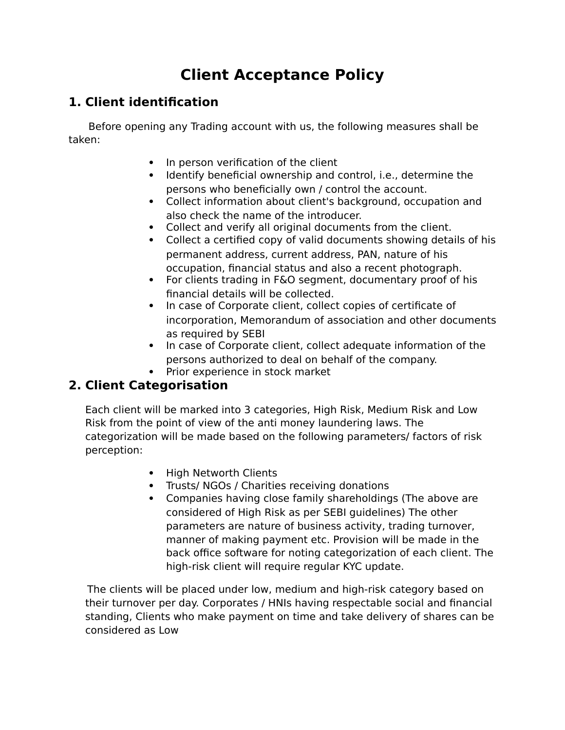# Client Acceptance Policy

## 1. Client identification

Before opening any Trading account with us, the following measures shall be taken:

- In person verification of the client
- Identify beneficial ownership and control, i.e., determine the persons who beneficially own / control the account.
- Collect information about client's background, occupation and also check the name of the introducer.
- Collect and verify all original documents from the client.
- Collect a certified copy of valid documents showing details of his permanent address, current address, PAN, nature of his occupation, financial status and also a recent photograph.
- For clients trading in F&O segment, documentary proof of his financial details will be collected.
- In case of Corporate client, collect copies of certificate of incorporation, Memorandum of association and other documents as required by SEBI
- In case of Corporate client, collect adequate information of the persons authorized to deal on behalf of the company.
- Prior experience in stock market

## 2. Client Categorisation

Each client will be marked into 3 categories, High Risk, Medium Risk and Low Risk from the point of view of the anti money laundering laws. The categorization will be made based on the following parameters/ factors of risk perception:

- High Networth Clients
- Trusts/ NGOs / Charities receiving donations
- Companies having close family shareholdings (The above are considered of High Risk as per SEBI guidelines) The other parameters are nature of business activity, trading turnover, manner of making payment etc. Provision will be made in the back office software for noting categorization of each client. The high-risk client will require regular KYC update.

The clients will be placed under low, medium and high-risk category based on their turnover per day. Corporates / HNIs having respectable social and financial standing, Clients who make payment on time and take delivery of shares can be considered as Low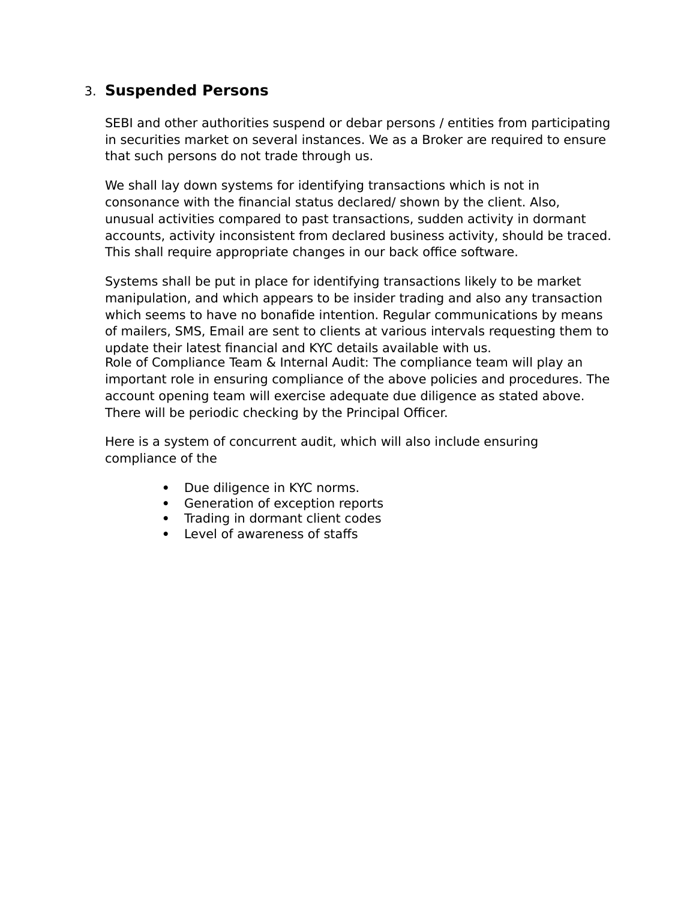## 3. Suspended Persons

SEBI and other authorities suspend or debar persons / entities from participating in securities market on several instances. We as a Broker are required to ensure that such persons do not trade through us.

We shall lay down systems for identifying transactions which is not in consonance with the financial status declared/ shown by the client. Also, unusual activities compared to past transactions, sudden activity in dormant accounts, activity inconsistent from declared business activity, should be traced. This shall require appropriate changes in our back office software.

Systems shall be put in place for identifying transactions likely to be market manipulation, and which appears to be insider trading and also any transaction which seems to have no bonafide intention. Regular communications by means of mailers, SMS, Email are sent to clients at various intervals requesting them to update their latest financial and KYC details available with us.
Role of Compliance Team & Internal Audit: The compliance team will play an important role in ensuring compliance of the above policies and procedures. The account opening team will exercise adequate due diligence as stated above. There will be periodic checking by the Principal Officer.

Here is a system of concurrent audit, which will also include ensuring compliance of the

- Due diligence in KYC norms.
- Generation of exception reports
- Trading in dormant client codes
- Level of awareness of staffs